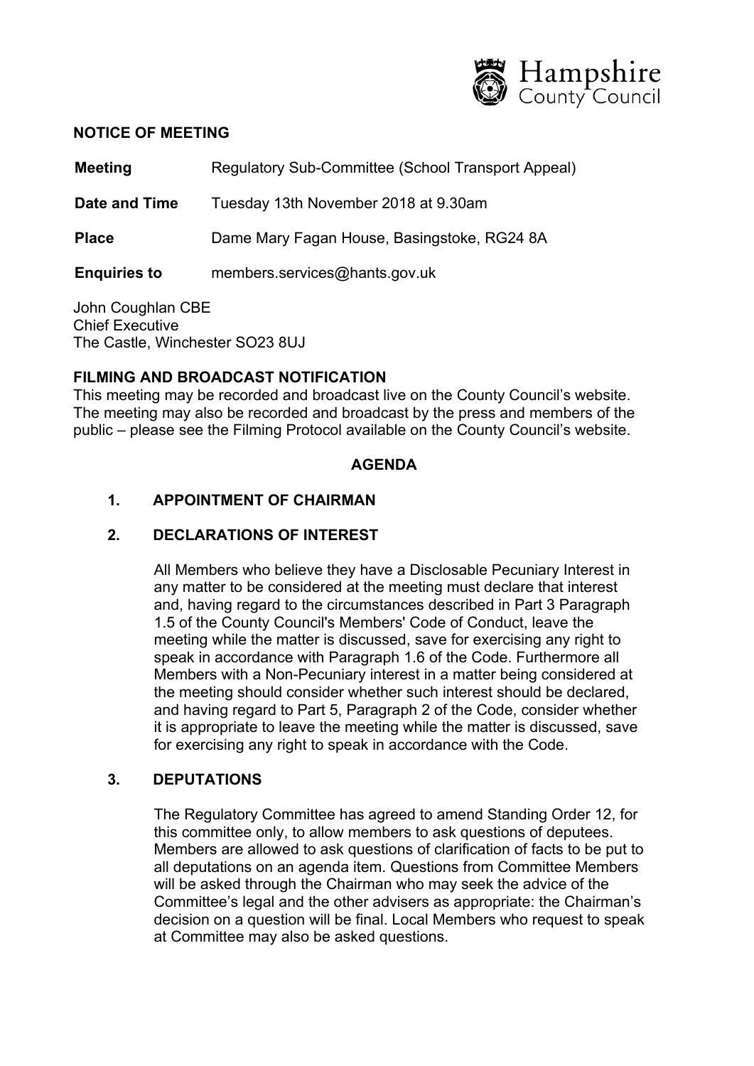Hampshire County Council

**NOTICE OF MEETING**

| | |
|---|---|
| **Meeting** | Regulatory Sub-Committee (School Transport Appeal) |
| **Date and Time** | Tuesday 13th November 2018 at 9.30am |
| **Place** | Dame Mary Fagan House, Basingstoke, RG24 8A |
| **Enquiries to** | members.services@hants.gov.uk |

John Coughlan CBE
Chief Executive
The Castle, Winchester SO23 8UJ

**FILMING AND BROADCAST NOTIFICATION**
This meeting may be recorded and broadcast live on the County Council's website. The meeting may also be recorded and broadcast by the press and members of the public – please see the Filming Protocol available on the County Council's website.

**AGENDA**

**1. APPOINTMENT OF CHAIRMAN**

**2. DECLARATIONS OF INTEREST**

All Members who believe they have a Disclosable Pecuniary Interest in any matter to be considered at the meeting must declare that interest and, having regard to the circumstances described in Part 3 Paragraph 1.5 of the County Council's Members' Code of Conduct, leave the meeting while the matter is discussed, save for exercising any right to speak in accordance with Paragraph 1.6 of the Code. Furthermore all Members with a Non-Pecuniary interest in a matter being considered at the meeting should consider whether such interest should be declared, and having regard to Part 5, Paragraph 2 of the Code, consider whether it is appropriate to leave the meeting while the matter is discussed, save for exercising any right to speak in accordance with the Code.

**3. DEPUTATIONS**

The Regulatory Committee has agreed to amend Standing Order 12, for this committee only, to allow members to ask questions of deputees. Members are allowed to ask questions of clarification of facts to be put to all deputations on an agenda item. Questions from Committee Members will be asked through the Chairman who may seek the advice of the Committee's legal and the other advisers as appropriate: the Chairman's decision on a question will be final. Local Members who request to speak at Committee may also be asked questions.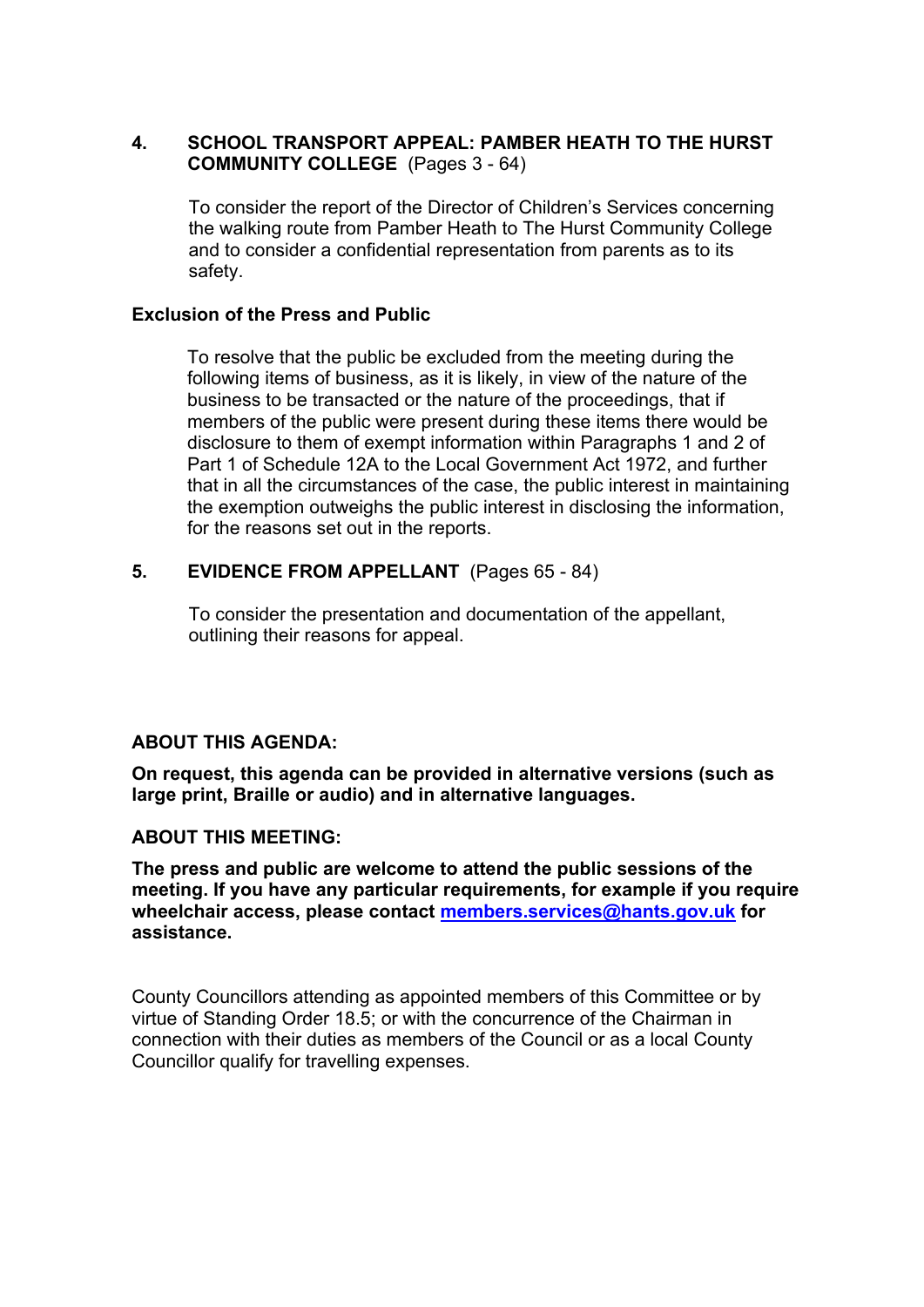4. **SCHOOL TRANSPORT APPEAL: PAMBER HEATH TO THE HURST COMMUNITY COLLEGE** (Pages 3 - 64)

   To consider the report of the Director of Children's Services concerning the walking route from Pamber Heath to The Hurst Community College and to consider a confidential representation from parents as to its safety.

**Exclusion of the Press and Public**

To resolve that the public be excluded from the meeting during the following items of business, as it is likely, in view of the nature of the business to be transacted or the nature of the proceedings, that if members of the public were present during these items there would be disclosure to them of exempt information within Paragraphs 1 and 2 of Part 1 of Schedule 12A to the Local Government Act 1972, and further that in all the circumstances of the case, the public interest in maintaining the exemption outweighs the public interest in disclosing the information, for the reasons set out in the reports.

5. **EVIDENCE FROM APPELLANT** (Pages 65 - 84)

   To consider the presentation and documentation of the appellant, outlining their reasons for appeal.

**ABOUT THIS AGENDA:**

**On request, this agenda can be provided in alternative versions (such as large print, Braille or audio) and in alternative languages.**

**ABOUT THIS MEETING:**

**The press and public are welcome to attend the public sessions of the meeting. If you have any particular requirements, for example if you require wheelchair access, please contact members.services@hants.gov.uk for assistance.**

County Councillors attending as appointed members of this Committee or by virtue of Standing Order 18.5; or with the concurrence of the Chairman in connection with their duties as members of the Council or as a local County Councillor qualify for travelling expenses.